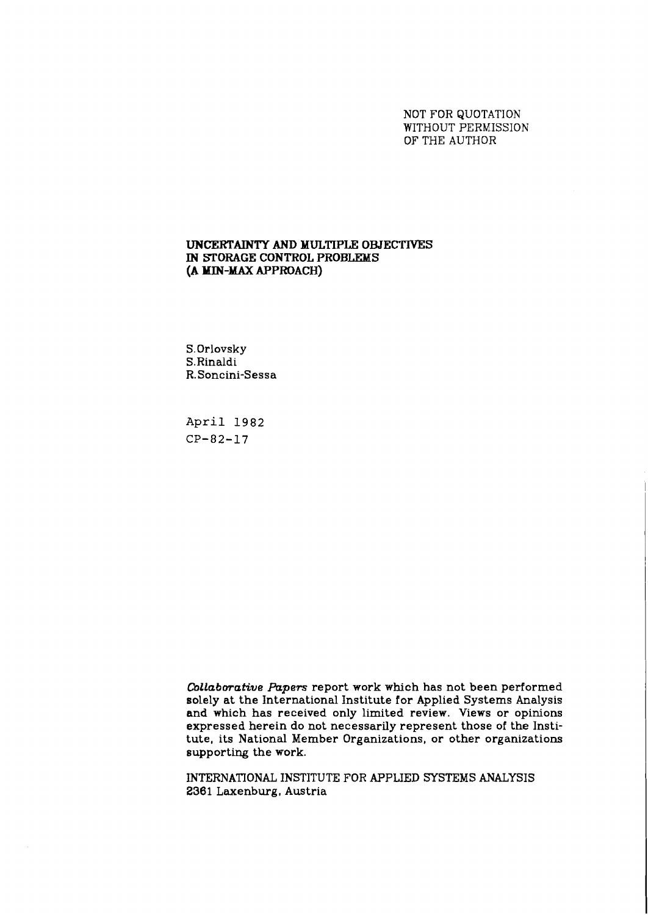NOT FOR QUOTATION
WITHOUT PERMISSION
OF THE AUTHOR

# UNCERTAINTY AND MULTIPLE OBJECTIVES IN STORAGE CONTROL PROBLEMS (A MIN-MAX APPROACH)

S. Orlovsky
S. Rinaldi
R. Soncini-Sessa

April 1982
CP-82-17

*Collaborative Papers* report work which has not been performed solely at the International Institute for Applied Systems Analysis and which has received only limited review. Views or opinions expressed herein do not necessarily represent those of the Institute, its National Member Organizations, or other organizations supporting the work.

INTERNATIONAL INSTITUTE FOR APPLIED SYSTEMS ANALYSIS
2361 Laxenburg, Austria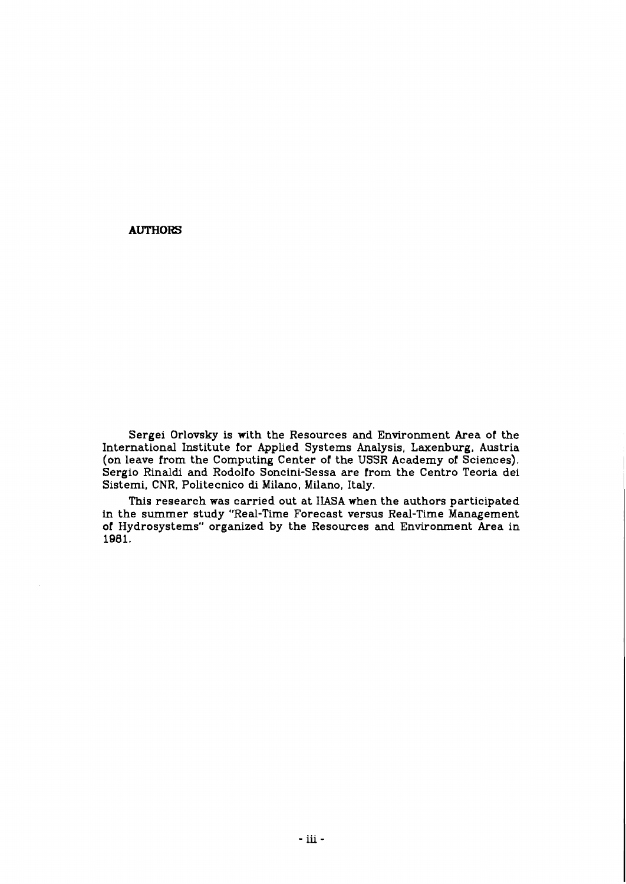## AUTHORS

Sergei Orlovsky is with the Resources and Environment Area of the International Institute for Applied Systems Analysis, Laxenburg, Austria (on leave from the Computing Center of the USSR Academy of Sciences). Sergio Rinaldi and Rodolfo Soncini-Sessa are from the Centro Teoria dei Sistemi, CNR, Politecnico di Milano, Milano, Italy.

This research was carried out at IIASA when the authors participated in the summer study "Real-Time Forecast versus Real-Time Management of Hydrosystems" organized by the Resources and Environment Area in 1981.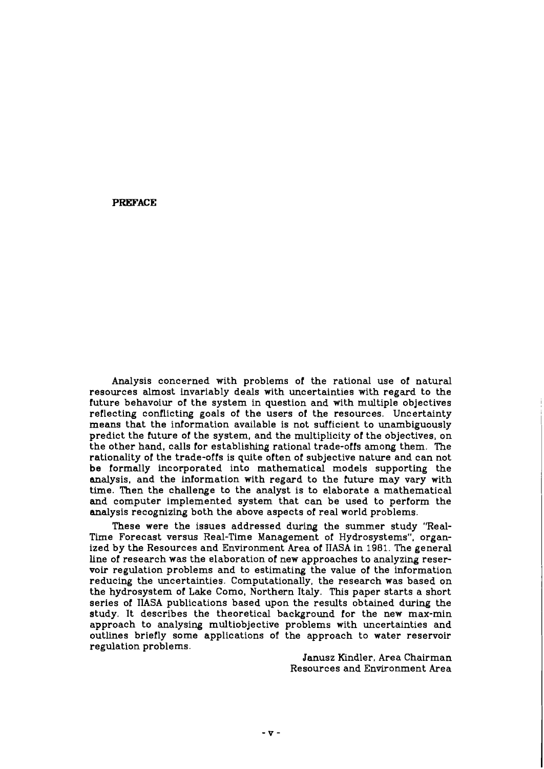## PREFACE

Analysis concerned with problems of the rational use of natural resources almost invariably deals with uncertainties with regard to the future behavoiur of the system in question and with multiple objectives reflecting conflicting goals of the users of the resources. Uncertainty means that the information available is not sufficient to unambiguously predict the future of the system, and the multiplicity of the objectives, on the other hand, calls for establishing rational trade-offs among them. The rationality of the trade-offs is quite often of subjective nature and can not be formally incorporated into mathematical models supporting the analysis, and the information with regard to the future may vary with time. Then the challenge to the analyst is to elaborate a mathematical and computer implemented system that can be used to perform the analysis recognizing both the above aspects of real world problems.

These were the issues addressed during the summer study "Real-Time Forecast versus Real-Time Management of Hydrosystems", organized by the Resources and Environment Area of IIASA in 1981. The general line of research was the elaboration of new approaches to analyzing reservoir regulation problems and to estimating the value of the information reducing the uncertainties. Computationally, the research was based on the hydrosystem of Lake Como, Northern Italy. This paper starts a short series of IIASA publications based upon the results obtained during the study. It describes the theoretical background for the new max-min approach to analysing multiobjective problems with uncertainties and outlines briefly some applications of the approach to water reservoir regulation problems.

Janusz Kindler, Area Chairman
Resources and Environment Area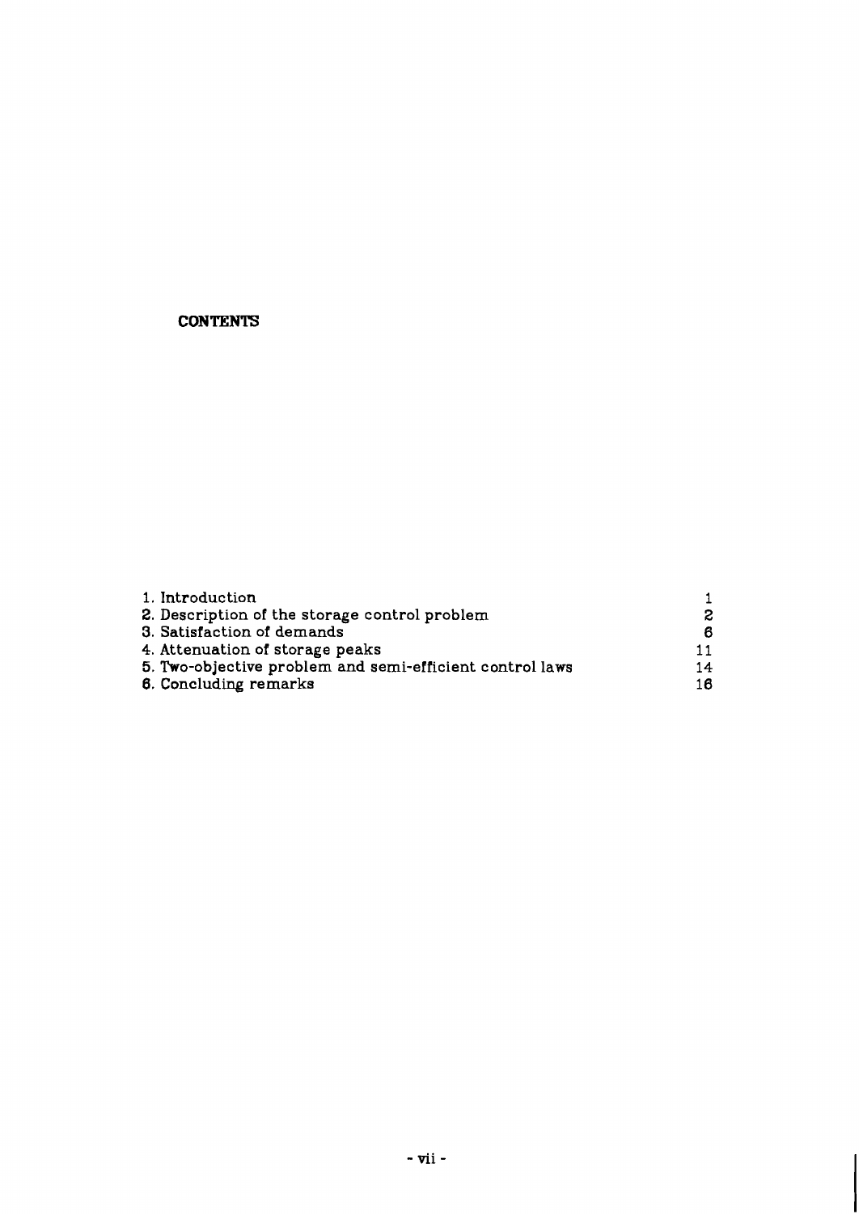# CONTENTS

| | |
|---|---|
| 1. Introduction | 1 |
| 2. Description of the storage control problem | 2 |
| 3. Satisfaction of demands | 6 |
| 4. Attenuation of storage peaks | 11 |
| 5. Two-objective problem and semi-efficient control laws | 14 |
| 6. Concluding remarks | 16 |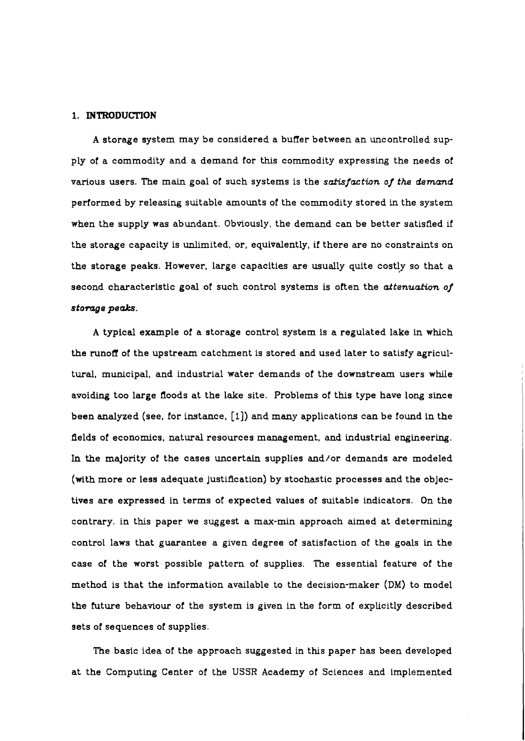## 1. INTRODUCTION

A storage system may be considered a buffer between an uncontrolled supply of a commodity and a demand for this commodity expressing the needs of various users. The main goal of such systems is the *satisfaction of the demand* performed by releasing suitable amounts of the commodity stored in the system when the supply was abundant. Obviously, the demand can be better satisfied if the storage capacity is unlimited, or, equivalently, if there are no constraints on the storage peaks. However, large capacities are usually quite costly so that a second characteristic goal of such control systems is often the *attenuation of storage peaks*.

A typical example of a storage control system is a regulated lake in which the runoff of the upstream catchment is stored and used later to satisfy agricultural, municipal, and industrial water demands of the downstream users while avoiding too large floods at the lake site. Problems of this type have long since been analyzed (see, for instance, [1]) and many applications can be found in the fields of economics, natural resources management, and industrial engineering. In the majority of the cases uncertain supplies and/or demands are modeled (with more or less adequate justification) by stochastic processes and the objectives are expressed in terms of expected values of suitable indicators. On the contrary, in this paper we suggest a max-min approach aimed at determining control laws that guarantee a given degree of satisfaction of the goals in the case of the worst possible pattern of supplies. The essential feature of the method is that the information available to the decision-maker (DM) to model the future behaviour of the system is given in the form of explicitly described sets of sequences of supplies.

The basic idea of the approach suggested in this paper has been developed at the Computing Center of the USSR Academy of Sciences and implemented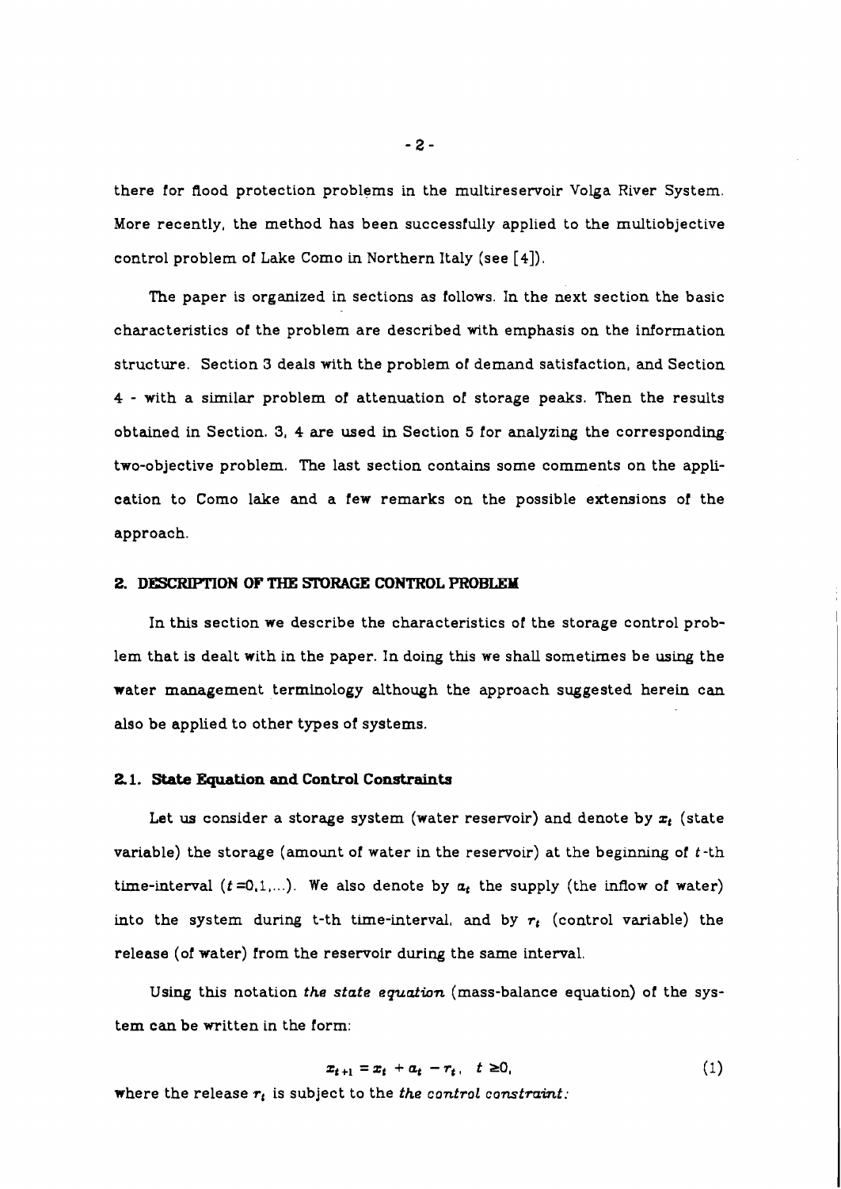there for flood protection problems in the multireservoir Volga River System. More recently, the method has been successfully applied to the multiobjective control problem of Lake Como in Northern Italy (see [4]).

The paper is organized in sections as follows. In the next section the basic characteristics of the problem are described with emphasis on the information structure. Section 3 deals with the problem of demand satisfaction, and Section 4 - with a similar problem of attenuation of storage peaks. Then the results obtained in Section. 3, 4 are used in Section 5 for analyzing the corresponding two-objective problem. The last section contains some comments on the application to Como lake and a few remarks on the possible extensions of the approach.

## 2. DESCRIPTION OF THE STORAGE CONTROL PROBLEM

In this section we describe the characteristics of the storage control problem that is dealt with in the paper. In doing this we shall sometimes be using the water management terminology although the approach suggested herein can also be applied to other types of systems.

### 2.1. State Equation and Control Constraints

Let us consider a storage system (water reservoir) and denote by $x_t$ (state variable) the storage (amount of water in the reservoir) at the beginning of $t$-th time-interval ($t = 0, 1, \ldots$). We also denote by $a_t$ the supply (the inflow of water) into the system during t-th time-interval, and by $r_t$ (control variable) the release (of water) from the reservoir during the same interval.

Using this notation *the state equation* (mass-balance equation) of the system can be written in the form:

$$x_{t+1} = x_t + a_t - r_t, \quad t \geq 0, \tag{1}$$

where the release $r_t$ is subject to the *the control constraint:*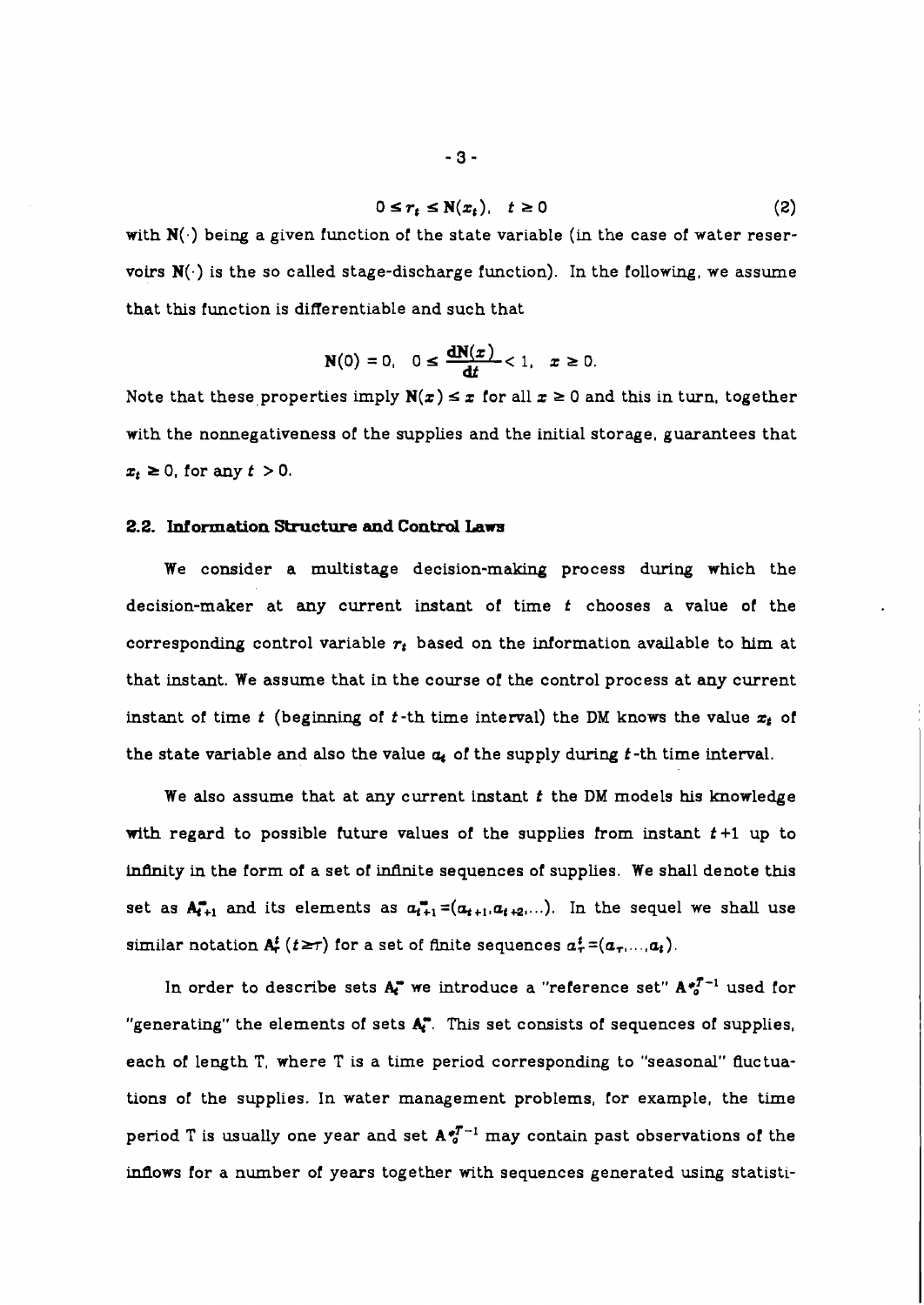$$0 \le r_t \le \mathbf{N}(x_t), \quad t \ge 0 \tag{2}$$

with $\mathbf{N}(\cdot)$ being a given function of the state variable (in the case of water reservoirs $\mathbf{N}(\cdot)$ is the so called stage-discharge function). In the following, we assume that this function is differentiable and such that

$$\mathbf{N}(0) = 0, \quad 0 \le \frac{d\mathbf{N}(x)}{dt} < 1, \quad x \ge 0.$$

Note that these properties imply $\mathbf{N}(x) \le x$ for all $x \ge 0$ and this in turn, together with the nonnegativeness of the supplies and the initial storage, guarantees that $x_t \ge 0$, for any $t > 0$.

### 2.2. Information Structure and Control Laws

We consider a multistage decision-making process during which the decision-maker at any current instant of time $t$ chooses a value of the corresponding control variable $r_t$ based on the information available to him at that instant. We assume that in the course of the control process at any current instant of time $t$ (beginning of $t$-th time interval) the DM knows the value $x_t$ of the state variable and also the value $a_t$ of the supply during $t$-th time interval.

We also assume that at any current instant $t$ the DM models his knowledge with regard to possible future values of the supplies from instant $t+1$ up to infinity in the form of a set of infinite sequences of supplies. We shall denote this set as $\mathbf{A}_{t+1}^{\infty}$ and its elements as $a_{t+1}^{\infty} = (a_{t+1}, a_{t+2}, \ldots)$. In the sequel we shall use similar notation $\mathbf{A}_{\tau}^{t}$ $(t \ge \tau)$ for a set of finite sequences $a_{\tau}^{t} = (a_{\tau}, \ldots, a_t)$.

In order to describe sets $\mathbf{A}_t^{\infty}$ we introduce a "reference set" $\mathbf{A}*_0^{T-1}$ used for "generating" the elements of sets $\mathbf{A}_t^{\infty}$. This set consists of sequences of supplies, each of length T, where T is a time period corresponding to "seasonal" fluctuations of the supplies. In water management problems, for example, the time period T is usually one year and set $\mathbf{A}*_0^{T-1}$ may contain past observations of the inflows for a number of years together with sequences generated using statisti-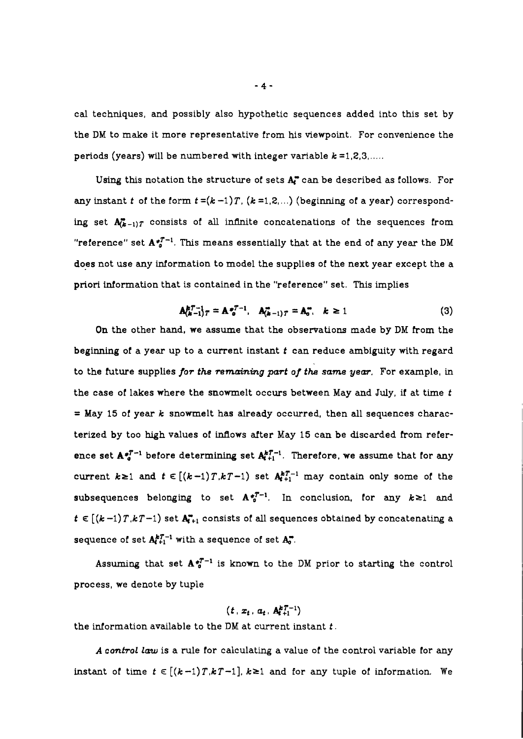cal techniques, and possibly also hypothetic sequences added into this set by the DM to make it more representative from his viewpoint. For convenience the periods (years) will be numbered with integer variable $k = 1,2,3,\ldots$.

Using this notation the structure of sets $\mathbf{A}_t^\infty$ can be described as follows. For any instant $t$ of the form $t = (k-1)T$, $(k = 1,2,\ldots)$ (beginning of a year) corresponding set $\mathbf{A}_{(k-1)T}^\infty$ consists of all infinite concatenations of the sequences from "reference" set $\mathbf{A}*_0^{T-1}$. This means essentially that at the end of any year the DM does not use any information to model the supplies of the next year except the a priori information that is contained in the "reference" set. This implies

$$\mathbf{A}_{(k-1)T}^{kT-1} = \mathbf{A}*_0^{T-1}, \quad \mathbf{A}_{(k-1)T}^\infty = \mathbf{A}_0^\infty, \quad k \geq 1 \tag{3}$$

On the other hand, we assume that the observations made by DM from the beginning of a year up to a current instant $t$ can reduce ambiguity with regard to the future supplies *for the remaining part of the same year*. For example, in the case of lakes where the snowmelt occurs between May and July, if at time $t$ = May 15 of year $k$ snowmelt has already occurred, then all sequences characterized by too high values of inflows after May 15 can be discarded from reference set $\mathbf{A}*_0^{T-1}$ before determining set $\mathbf{A}_{t+1}^{kT-1}$. Therefore, we assume that for any current $k \geq 1$ and $t \in [(k-1)T, kT-1)$ set $\mathbf{A}_{t+1}^{kT-1}$ may contain only some of the subsequences belonging to set $\mathbf{A}*_0^{T-1}$. In conclusion, for any $k \geq 1$ and $t \in [(k-1)T, kT-1)$ set $\mathbf{A}_{t+1}^\infty$ consists of all sequences obtained by concatenating a sequence of set $\mathbf{A}_{t+1}^{kT-1}$ with a sequence of set $\mathbf{A}_0^\infty$.

Assuming that set $\mathbf{A}*_0^{T-1}$ is known to the DM prior to starting the control process, we denote by tuple

$$(t, x_t, a_t, \mathbf{A}_{t+1}^{kT-1})$$

the information available to the DM at current instant $t$.

*A control law* is a rule for calculating a value of the control variable for any instant of time $t \in [(k-1)T, kT-1]$, $k \geq 1$ and for any tuple of information. We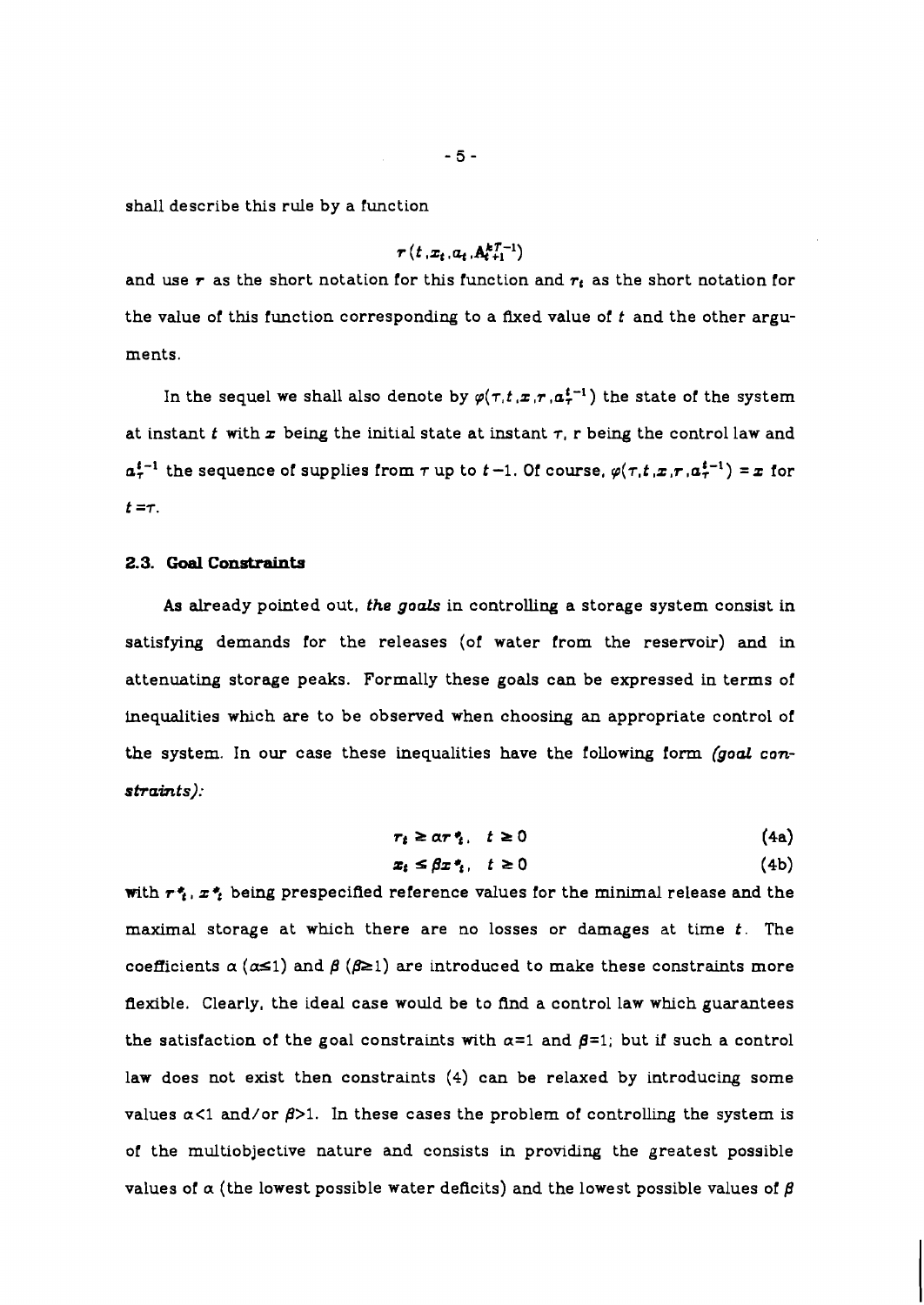shall describe this rule by a function

$$r(t, x_t, a_t, A_{t+1}^{kT-1})$$

and use $r$ as the short notation for this function and $r_t$ as the short notation for the value of this function corresponding to a fixed value of $t$ and the other arguments.

In the sequel we shall also denote by $\varphi(\tau, t, x, r, a_\tau^{t-1})$ the state of the system at instant $t$ with $x$ being the initial state at instant $\tau$, r being the control law and $a_\tau^{t-1}$ the sequence of supplies from $\tau$ up to $t-1$. Of course, $\varphi(\tau, t, x, r, a_\tau^{t-1}) = x$ for $t = \tau$.

### 2.3. Goal Constraints

As already pointed out, *the goals* in controlling a storage system consist in satisfying demands for the releases (of water from the reservoir) and in attenuating storage peaks. Formally these goals can be expressed in terms of inequalities which are to be observed when choosing an appropriate control of the system. In our case these inequalities have the following form *(goal constraints)*:

$$r_t \geq \alpha r_t^*, \quad t \geq 0 \tag{4a}$$

$$x_t \leq \beta x_t^*, \quad t \geq 0 \tag{4b}$$

with $r_t^*$, $x_t^*$ being prespecified reference values for the minimal release and the maximal storage at which there are no losses or damages at time $t$. The coefficients $\alpha$ ($\alpha \leq 1$) and $\beta$ ($\beta \geq 1$) are introduced to make these constraints more flexible. Clearly, the ideal case would be to find a control law which guarantees the satisfaction of the goal constraints with $\alpha=1$ and $\beta=1$; but if such a control law does not exist then constraints (4) can be relaxed by introducing some values $\alpha<1$ and/or $\beta>1$. In these cases the problem of controlling the system is of the multiobjective nature and consists in providing the greatest possible values of $\alpha$ (the lowest possible water deficits) and the lowest possible values of $\beta$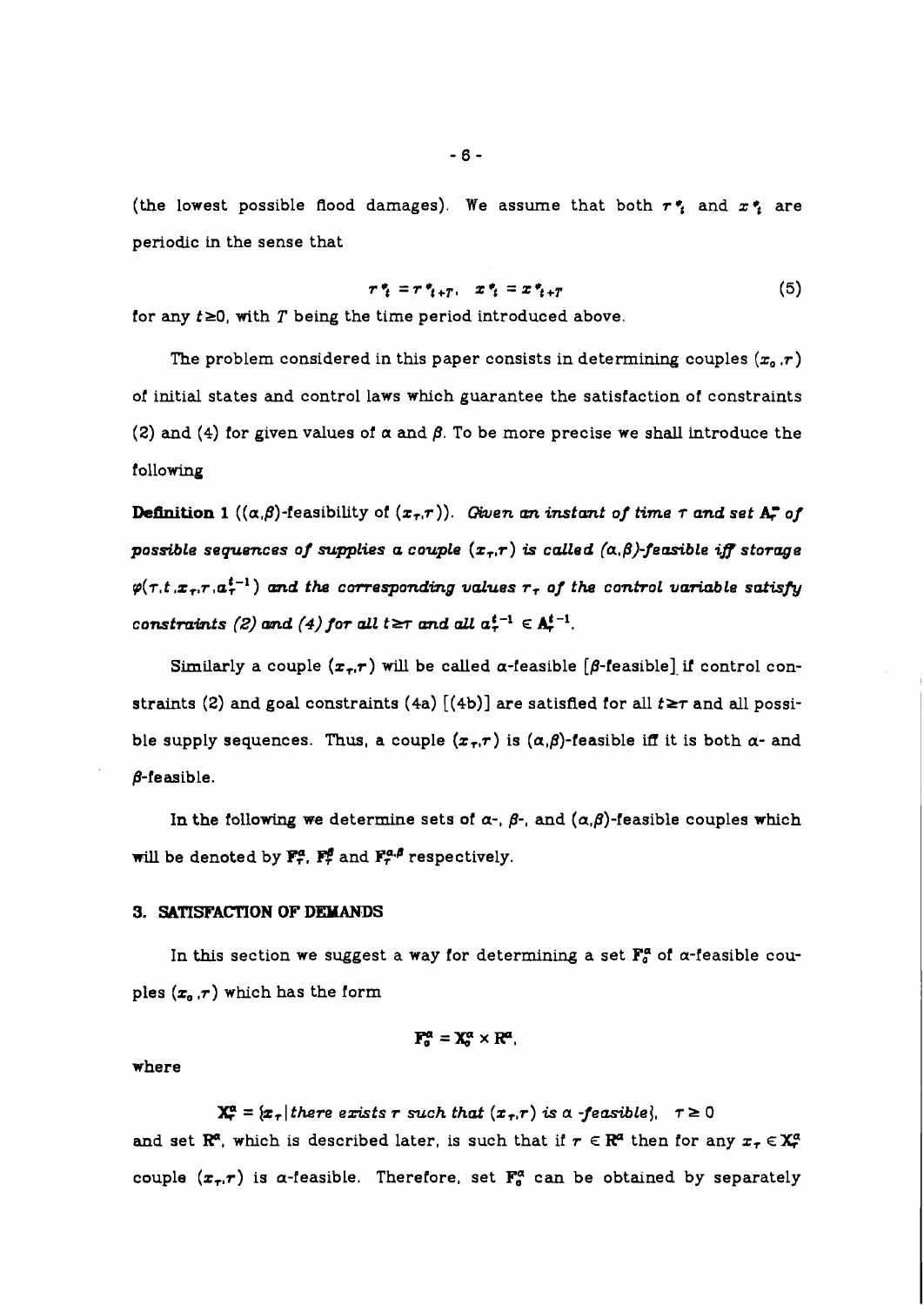(the lowest possible flood damages). We assume that both $r^*_t$ and $x^*_t$ are periodic in the sense that

$$r^*_t = r^*_{t+T}, \quad x^*_t = x^*_{t+T} \tag{5}$$

for any $t \geq 0$, with $T$ being the time period introduced above.

The problem considered in this paper consists in determining couples $(x_0, r)$ of initial states and control laws which guarantee the satisfaction of constraints (2) and (4) for given values of $\alpha$ and $\beta$. To be more precise we shall introduce the following

**Definition 1** ($(\alpha,\beta)$-feasibility of $(x_\tau, r)$). *Given an instant of time $\tau$ and set $\mathbf{A}^\infty_\tau$ of possible sequences of supplies a couple $(x_\tau, r)$ is called $(\alpha,\beta)$-feasible iff storage $\varphi(\tau, t, x_\tau, r, a^{t-1}_\tau)$ and the corresponding values $r_\tau$ of the control variable satisfy constraints (2) and (4) for all $t \geq \tau$ and all $a^{t-1}_\tau \in \mathbf{A}^{t-1}_\tau$.*

Similarly a couple $(x_\tau, r)$ will be called $\alpha$-feasible [$\beta$-feasible] if control constraints (2) and goal constraints (4a) [(4b)] are satisfied for all $t \geq \tau$ and all possible supply sequences. Thus, a couple $(x_\tau, r)$ is $(\alpha,\beta)$-feasible iff it is both $\alpha$- and $\beta$-feasible.

In the following we determine sets of $\alpha$-, $\beta$-, and $(\alpha,\beta)$-feasible couples which will be denoted by $\mathbf{F}^\alpha_\tau$, $\mathbf{F}^\beta_\tau$ and $\mathbf{F}^{\alpha,\beta}_\tau$ respectively.

## 3. SATISFACTION OF DEMANDS

In this section we suggest a way for determining a set $\mathbf{F}^\alpha_0$ of $\alpha$-feasible couples $(x_0, r)$ which has the form

$$\mathbf{F}^\alpha_0 = \mathbf{X}^\alpha_0 \times \mathbf{R}^\alpha,$$

where

$$\mathbf{X}^\alpha_\tau = \{x_\tau \mid \text{there exists } r \text{ such that } (x_\tau, r) \text{ is } \alpha\text{-feasible}\}, \quad \tau \geq 0$$

and set $\mathbf{R}^\alpha$, which is described later, is such that if $r \in \mathbf{R}^\alpha$ then for any $x_\tau \in \mathbf{X}^\alpha_\tau$ couple $(x_\tau, r)$ is $\alpha$-feasible. Therefore, set $\mathbf{F}^\alpha_0$ can be obtained by separately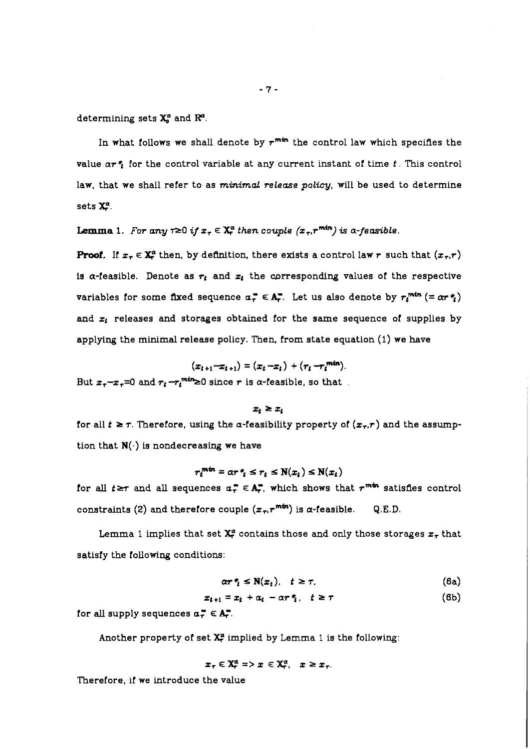determining sets $\mathbf{X}_0^\alpha$ and $\mathbf{R}^\alpha$.

In what follows we shall denote by $r^{min}$ the control law which specifies the value $\alpha r_t^*$ for the control variable at any current instant of time $t$. This control law, that we shall refer to as *minimal release policy*, will be used to determine sets $\mathbf{X}_\tau^\alpha$.

**Lemma** 1. *For any $\tau \geq 0$ if $x_\tau \in \mathbf{X}_\tau^\alpha$ then couple $(x_\tau, r^{min})$ is $\alpha$-feasible.*

**Proof.** If $x_\tau \in \mathbf{X}_\tau^\alpha$ then, by definition, there exists a control law $r$ such that $(x_\tau, r)$ is $\alpha$-feasible. Denote as $r_t$ and $x_t$ the corresponding values of the respective variables for some fixed sequence $a_\tau^\infty \in \mathbf{A}_\tau^\infty$. Let us also denote by $r_t^{min}$ $(= \alpha r_t^*)$ and $x_t$ releases and storages obtained for the same sequence of supplies by applying the minimal release policy. Then, from state equation (1) we have

$$(x_{t+1} - x_{t+1}) = (x_t - x_t) + (r_t - r_t^{min}).$$

But $x_\tau - x_\tau = 0$ and $r_t - r_t^{min} \geq 0$ since $r$ is $\alpha$-feasible, so that

$$x_t \geq x_t$$

for all $t \geq \tau$. Therefore, using the $\alpha$-feasibility property of $(x_\tau, r)$ and the assumption that $\mathbf{N}(\cdot)$ is nondecreasing we have

$$r_t^{min} = \alpha r_t^* \leq r_t \leq \mathbf{N}(x_t) \leq \mathbf{N}(x_t)$$

for all $t \geq \tau$ and all sequences $a_\tau^\infty \in \mathbf{A}_\tau^\infty$, which shows that $r^{min}$ satisfies control constraints (2) and therefore couple $(x_\tau, r^{min})$ is $\alpha$-feasible. Q.E.D.

Lemma 1 implies that set $\mathbf{X}_\tau^\alpha$ contains those and only those storages $x_\tau$ that satisfy the following conditions:

$$\alpha r_t^* \leq \mathbf{N}(x_t), \quad t \geq \tau, \tag{6a}$$

$$x_{t+1} = x_t + a_t - \alpha r_t^*, \quad t \geq \tau \tag{6b}$$

for all supply sequences $a_\tau^\infty \in \mathbf{A}_\tau^\infty$.

Another property of set $\mathbf{X}_\tau^\alpha$ implied by Lemma 1 is the following:

$$x_\tau \in \mathbf{X}_\tau^\alpha \Rightarrow x \in \mathbf{X}_\tau^\alpha, \quad x \geq x_\tau.$$

Therefore, if we introduce the value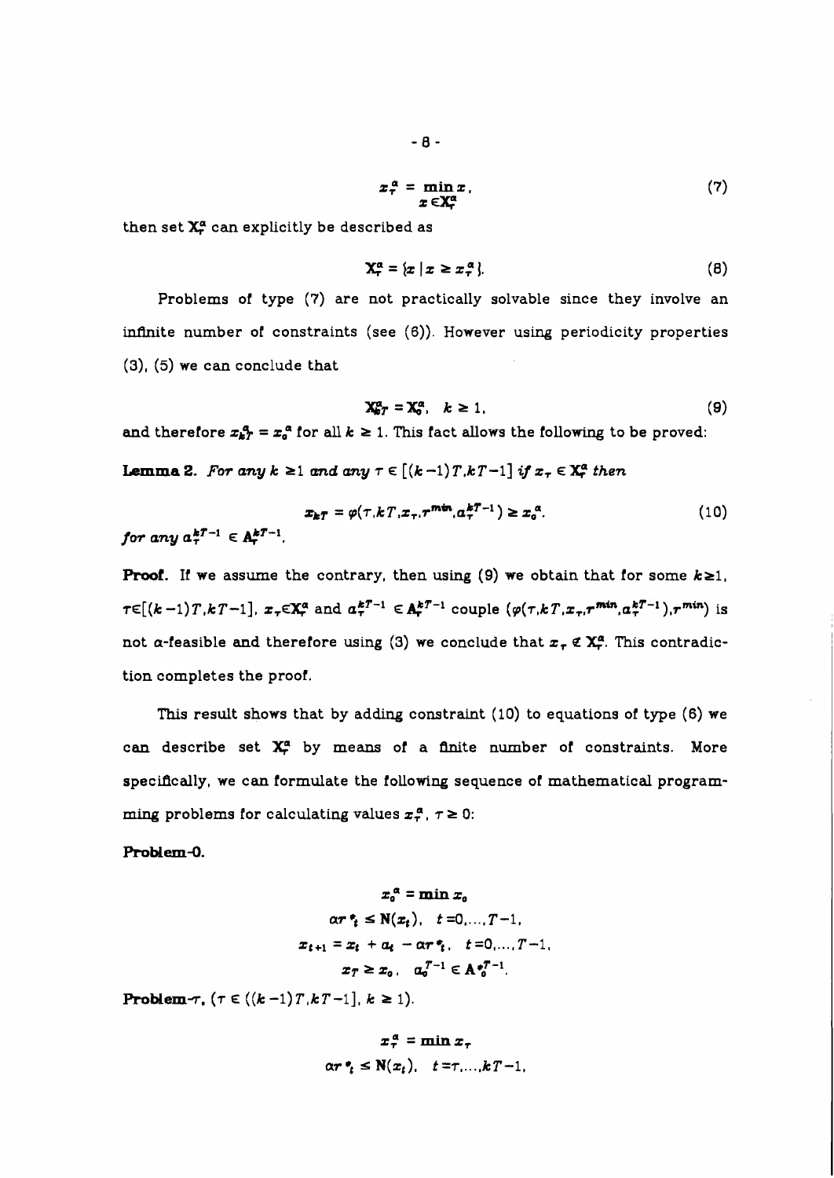$$x_\tau^\alpha = \min_{x \in \mathbf{X}_\tau^\alpha} x, \tag{7}$$

then set $\mathbf{X}_\tau^\alpha$ can explicitly be described as

$$\mathbf{X}_\tau^\alpha = \{x \mid x \geq x_\tau^\alpha\}. \tag{8}$$

Problems of type (7) are not practically solvable since they involve an infinite number of constraints (see (6)). However using periodicity properties (3), (5) we can conclude that

$$\mathbf{X}_{kT}^\alpha = \mathbf{X}_0^\alpha, \quad k \geq 1, \tag{9}$$

and therefore $x_{kT}^\alpha = x_0^\alpha$ for all $k \geq 1$. This fact allows the following to be proved:

**Lemma 2.** *For any $k \geq 1$ and any $\tau \in [(k-1)T, kT-1]$ if $x_\tau \in \mathbf{X}_\tau^\alpha$ then*

$$x_{kT} = \varphi(\tau, kT, x_\tau, r^{min}, a_\tau^{kT-1}) \geq x_0^\alpha. \tag{10}$$

*for any $a_\tau^{kT-1} \in \mathbf{A}_\tau^{kT-1}$.*

**Proof.** If we assume the contrary, then using (9) we obtain that for some $k \geq 1$, $\tau \in [(k-1)T, kT-1]$, $x_\tau \in \mathbf{X}_\tau^\alpha$ and $a_\tau^{kT-1} \in \mathbf{A}_\tau^{kT-1}$ couple $(\varphi(\tau, kT, x_\tau, r^{min}, a_\tau^{kT-1}), r^{min})$ is not $\alpha$-feasible and therefore using (3) we conclude that $x_\tau \notin \mathbf{X}_\tau^\alpha$. This contradiction completes the proof.

This result shows that by adding constraint (10) to equations of type (6) we can describe set $\mathbf{X}_\tau^\alpha$ by means of a finite number of constraints. More specifically, we can formulate the following sequence of mathematical programming problems for calculating values $x_\tau^\alpha$, $\tau \geq 0$:

**Problem-0.**

$$x_0^\alpha = \min x_0$$
$$\alpha r_t^* \leq \mathbf{N}(x_t), \quad t = 0, \ldots, T-1,$$
$$x_{t+1} = x_t + a_t - \alpha r_t^*, \quad t = 0, \ldots, T-1,$$
$$x_T \geq x_0, \quad a_0^{T-1} \in \mathbf{A}_0^{*T-1}.$$

**Problem-$\tau$.** ($\tau \in ((k-1)T, kT-1]$, $k \geq 1$).

$$x_\tau^\alpha = \min x_\tau$$
$$\alpha r_t^* \leq \mathbf{N}(x_t), \quad t = \tau, \ldots, kT-1,$$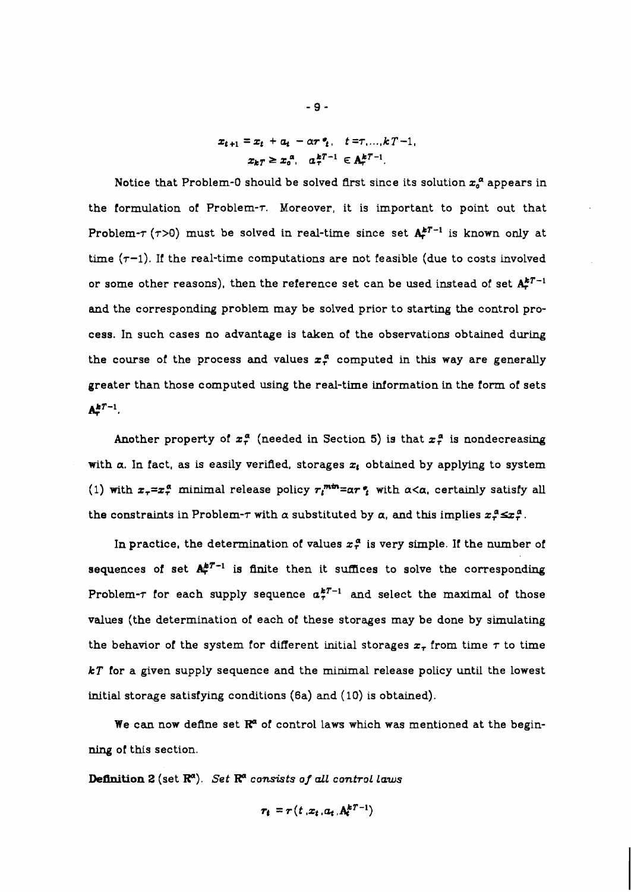$$x_{t+1} = x_t + a_t - \alpha r^*_t, \quad t = \tau, \ldots, kT-1,$$
$$x_{kT} \geq x^a_o, \quad a^{kT-1}_\tau \in \mathbf{A}^{kT-1}_\tau.$$

Notice that Problem-0 should be solved first since its solution $x^a_o$ appears in the formulation of Problem-$\tau$. Moreover, it is important to point out that Problem-$\tau$ ($\tau$>0) must be solved in real-time since set $\mathbf{A}^{kT-1}_\tau$ is known only at time ($\tau$−1). If the real-time computations are not feasible (due to costs involved or some other reasons), then the reference set can be used instead of set $\mathbf{A}^{kT-1}_\tau$ and the corresponding problem may be solved prior to starting the control process. In such cases no advantage is taken of the observations obtained during the course of the process and values $x^a_\tau$ computed in this way are generally greater than those computed using the real-time information in the form of sets $\mathbf{A}^{kT-1}_\tau$.

Another property of $x^a_\tau$ (needed in Section 5) is that $x^a_\tau$ is nondecreasing with $\alpha$. In fact, as is easily verified, storages $x_t$ obtained by applying to system (1) with $x_\tau = x^a_\tau$ minimal release policy $r^{min}_t = \alpha r^*_t$ with $\alpha < \alpha$, certainly satisfy all the constraints in Problem-$\tau$ with $\alpha$ substituted by $\alpha$, and this implies $x^a_\tau \leq x^a_\tau$.

In practice, the determination of values $x^a_\tau$ is very simple. If the number of sequences of set $\mathbf{A}^{kT-1}_\tau$ is finite then it suffices to solve the corresponding Problem-$\tau$ for each supply sequence $a^{kT-1}_\tau$ and select the maximal of those values (the determination of each of these storages may be done by simulating the behavior of the system for different initial storages $x_\tau$ from time $\tau$ to time $kT$ for a given supply sequence and the minimal release policy until the lowest initial storage satisfying conditions (6a) and (10) is obtained).

We can now define set $\mathbf{R}^a$ of control laws which was mentioned at the beginning of this section.

**Definition 2** (set $\mathbf{R}^a$). *Set $\mathbf{R}^a$ consists of all control laws*

$$r_t = r(t, x_t, a_t, \mathbf{A}^{kT-1}_t)$$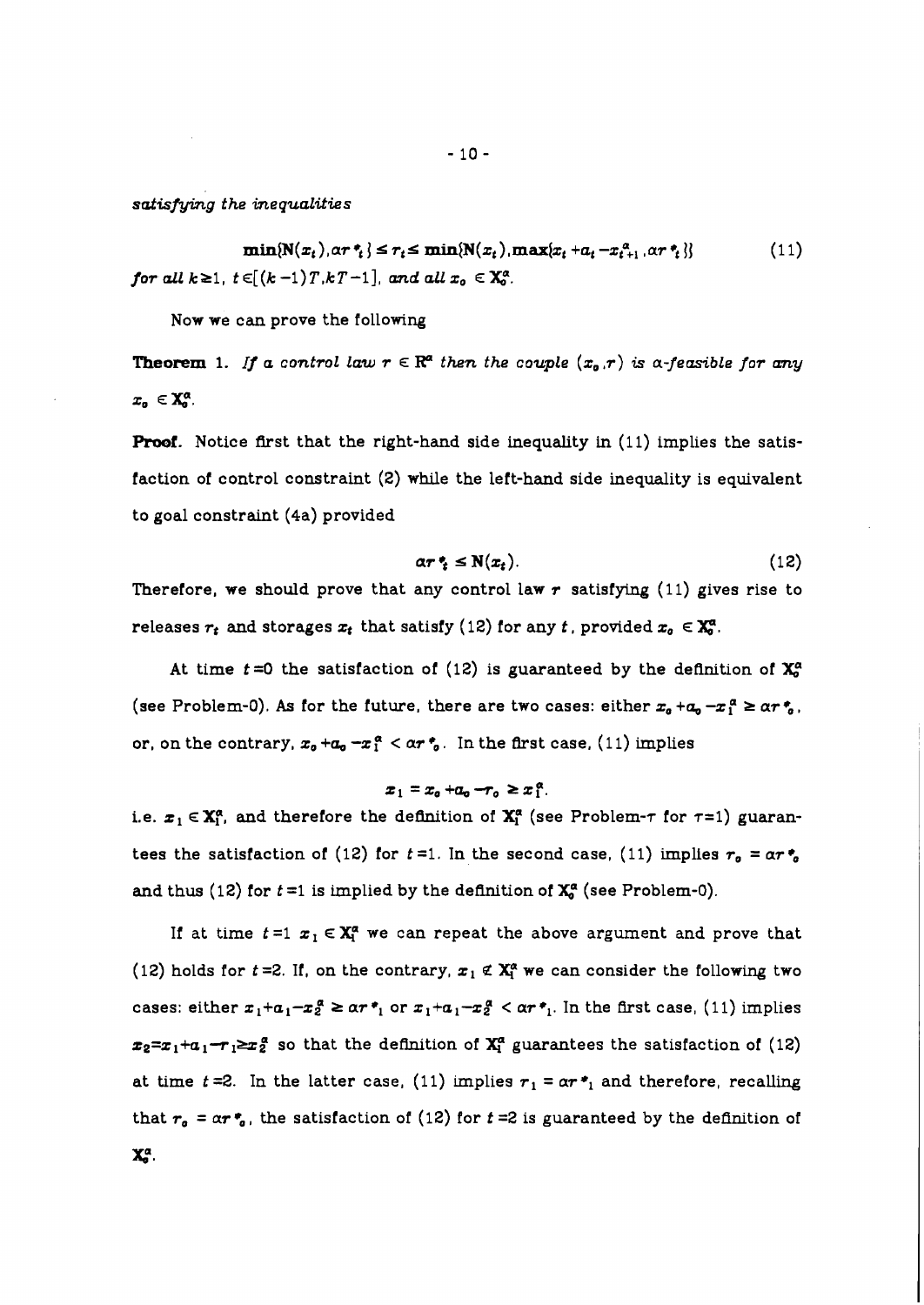*satisfying the inequalities*

$$\min\{\mathbf{N}(x_t), \alpha r^*_t\} \leq r_t \leq \min\{\mathbf{N}(x_t), \max\{x_t + a_t - x^\alpha_{t+1}, \alpha r^*_t\}\} \tag{11}$$

*for all* $k \geq 1$, $t \in [(k-1)T, kT-1]$, *and all* $x_0 \in \mathbf{X}^\alpha_0$.

Now we can prove the following

**Theorem 1.** *If a control law* $r \in \mathbf{R}^\alpha$ *then the couple* $(x_0, r)$ *is* $\alpha$*-feasible for any* $x_0 \in \mathbf{X}^\alpha_0$.

**Proof.** Notice first that the right-hand side inequality in (11) implies the satisfaction of control constraint (2) while the left-hand side inequality is equivalent to goal constraint (4a) provided

$$\alpha r^*_t \leq \mathbf{N}(x_t). \tag{12}$$

Therefore, we should prove that any control law $r$ satisfying (11) gives rise to releases $r_t$ and storages $x_t$ that satisfy (12) for any $t$, provided $x_0 \in \mathbf{X}^\alpha_0$.

At time $t=0$ the satisfaction of (12) is guaranteed by the definition of $\mathbf{X}^\alpha_0$ (see Problem-0). As for the future, there are two cases: either $x_0 + a_0 - x^\alpha_1 \geq \alpha r^*_0$, or, on the contrary, $x_0 + a_0 - x^\alpha_1 < \alpha r^*_0$. In the first case, (11) implies

$$x_1 = x_0 + a_0 - r_0 \geq x^\alpha_1.$$

i.e. $x_1 \in \mathbf{X}^\alpha_1$, and therefore the definition of $\mathbf{X}^\alpha_1$ (see Problem-$\tau$ for $\tau=1$) guarantees the satisfaction of (12) for $t=1$. In the second case, (11) implies $r_0 = \alpha r^*_0$ and thus (12) for $t=1$ is implied by the definition of $\mathbf{X}^\alpha_0$ (see Problem-0).

If at time $t=1$ $x_1 \in \mathbf{X}^\alpha_1$ we can repeat the above argument and prove that (12) holds for $t=2$. If, on the contrary, $x_1 \notin \mathbf{X}^\alpha_1$ we can consider the following two cases: either $x_1 + a_1 - x^\alpha_2 \geq \alpha r^*_1$ or $x_1 + a_1 - x^\alpha_2 < \alpha r^*_1$. In the first case, (11) implies $x_2 = x_1 + a_1 - r_1 \geq x^\alpha_2$ so that the definition of $\mathbf{X}^\alpha_1$ guarantees the satisfaction of (12) at time $t=2$. In the latter case, (11) implies $r_1 = \alpha r^*_1$ and therefore, recalling that $r_0 = \alpha r^*_0$, the satisfaction of (12) for $t=2$ is guaranteed by the definition of $\mathbf{X}^\alpha_0$.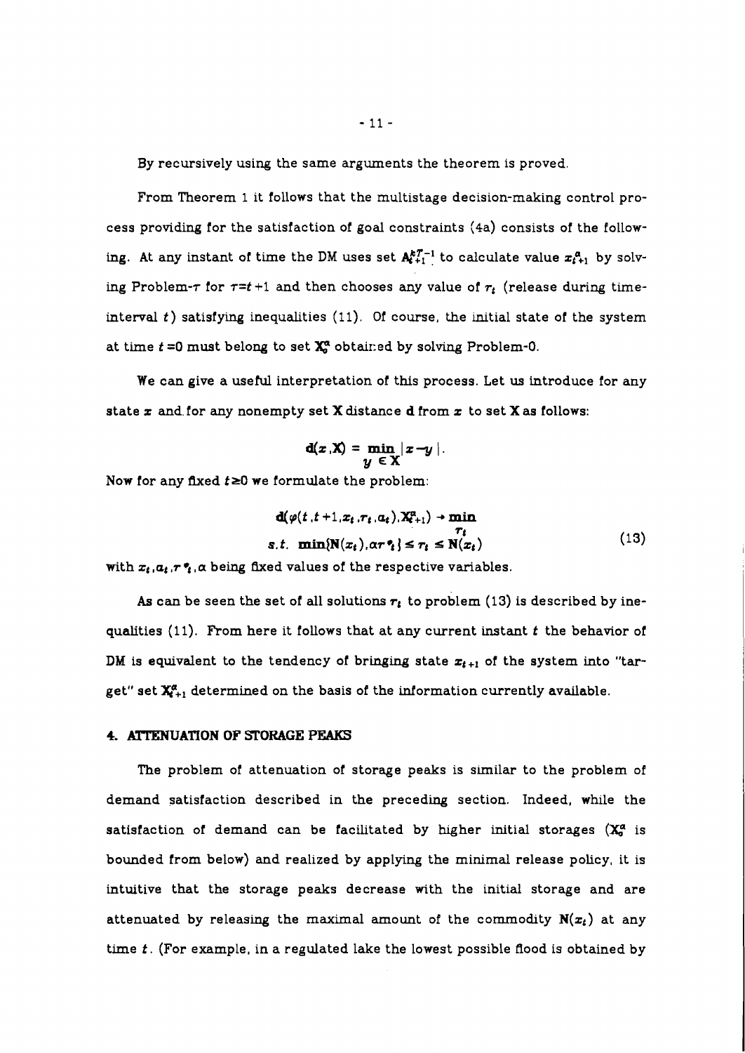By recursively using the same arguments the theorem is proved.

From Theorem 1 it follows that the multistage decision-making control process providing for the satisfaction of goal constraints (4a) consists of the following. At any instant of time the DM uses set $\mathbf{A}_{t+1}^{kT-1}$ to calculate value $x_{t+1}^{a}$ by solving Problem-$\tau$ for $\tau = t+1$ and then chooses any value of $r_t$ (release during time-interval $t$) satisfying inequalities (11). Of course, the initial state of the system at time $t=0$ must belong to set $\mathbf{X}_0^a$ obtained by solving Problem-0.

We can give a useful interpretation of this process. Let us introduce for any state $x$ and for any nonempty set $\mathbf{X}$ distance $\mathbf{d}$ from $x$ to set $\mathbf{X}$ as follows:

$$\mathbf{d}(x, \mathbf{X}) = \min_{y \in \mathbf{X}} |x - y|.$$

Now for any fixed $t \geq 0$ we formulate the problem:

$$\begin{aligned} &\mathbf{d}(\varphi(t, t+1, x_t, r_t, a_t), \mathbf{X}_{t+1}^a) \rightarrow \min_{r_t} \\ &s.t. \ \ \min\{\mathbf{N}(x_t), \alpha r_t^*\} \leq r_t \leq \mathbf{N}(x_t) \end{aligned} \tag{13}$$

with $x_t, a_t, r_t^*, \alpha$ being fixed values of the respective variables.

As can be seen the set of all solutions $r_t$ to problem (13) is described by inequalities (11). From here it follows that at any current instant $t$ the behavior of DM is equivalent to the tendency of bringing state $x_{t+1}$ of the system into "target" set $\mathbf{X}_{t+1}^a$ determined on the basis of the information currently available.

## 4. ATTENUATION OF STORAGE PEAKS

The problem of attenuation of storage peaks is similar to the problem of demand satisfaction described in the preceding section. Indeed, while the satisfaction of demand can be facilitated by higher initial storages ($\mathbf{X}_0^a$ is bounded from below) and realized by applying the minimal release policy, it is intuitive that the storage peaks decrease with the initial storage and are attenuated by releasing the maximal amount of the commodity $\mathbf{N}(x_t)$ at any time $t$. (For example, in a regulated lake the lowest possible flood is obtained by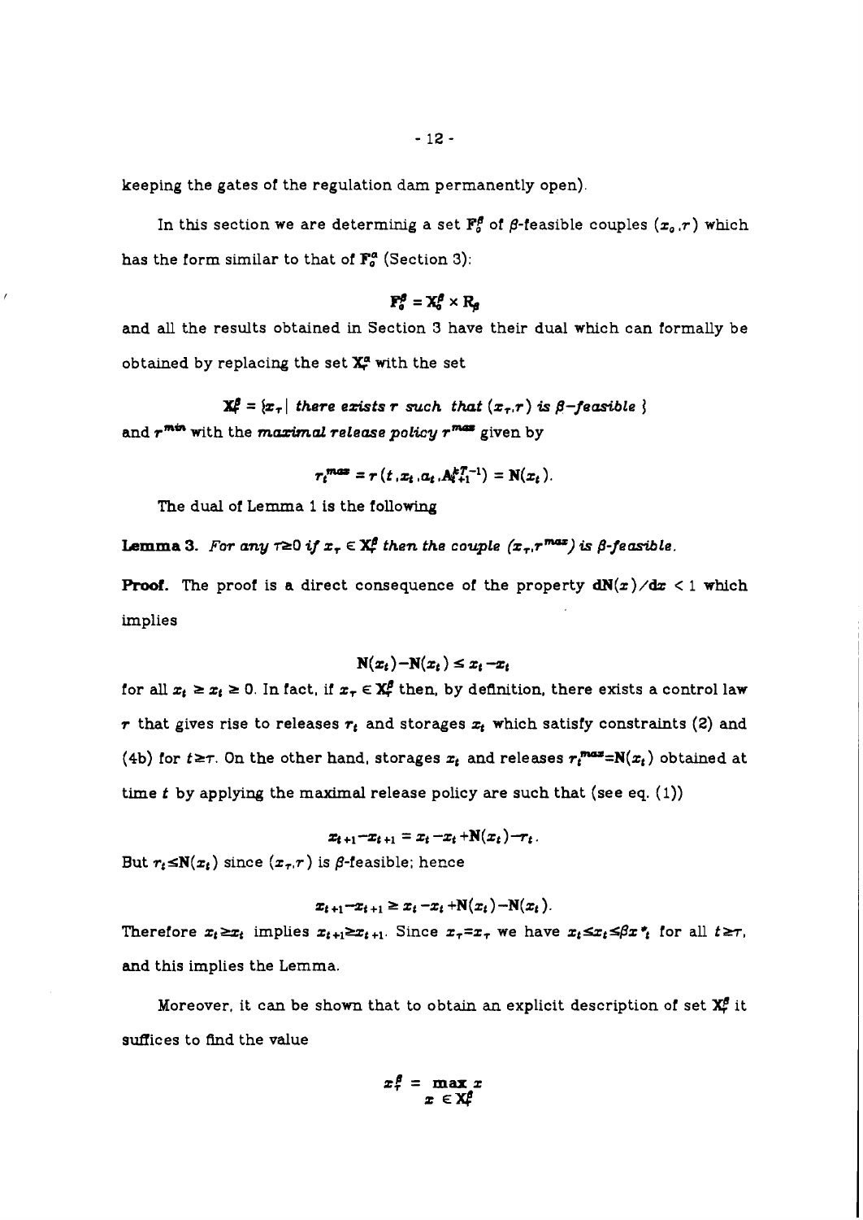keeping the gates of the regulation dam permanently open).

In this section we are determinig a set $\mathbf{F}_o^\beta$ of $\beta$-feasible couples $(x_o, r)$ which has the form similar to that of $\mathbf{F}_o^\alpha$ (Section 3):

$$\mathbf{F}_o^\beta = \mathbf{X}_o^\beta \times \mathbf{R}_\beta$$

and all the results obtained in Section 3 have their dual which can formally be obtained by replacing the set $\mathbf{X}_\tau^\alpha$ with the set

$$\mathbf{X}_\tau^\beta = \{x_\tau \mid \textit{there exists } r \textit{ such that } (x_\tau, r) \textit{ is } \beta\textit{-feasible} \}$$

and $r^{min}$ with the ***maximal release policy*** $r^{max}$ given by

$$r_t^{max} = r(t, x_t, a_t, \mathbf{A}_{t+1}^{kT-1}) = \mathbf{N}(x_t).$$

The dual of Lemma 1 is the following

**Lemma 3.** *For any $\tau \geq 0$ if $x_\tau \in \mathbf{X}_\tau^\beta$ then the couple $(x_\tau, r^{max})$ is $\beta$-feasible.*

**Proof.** The proof is a direct consequence of the property $\mathbf{dN}(x)/\mathbf{d}x < 1$ which implies

$$\mathbf{N}(\underline{x}_t) - \mathbf{N}(x_t) \leq \underline{x}_t - x_t$$

for all $\underline{x}_t \geq x_t \geq 0$. In fact, if $x_\tau \in \mathbf{X}_\tau^\beta$ then, by definition, there exists a control law $r$ that gives rise to releases $r_t$ and storages $x_t$ which satisfy constraints (2) and (4b) for $t \geq \tau$. On the other hand, storages $\underline{x}_t$ and releases $r_t^{max} = \mathbf{N}(\underline{x}_t)$ obtained at time $t$ by applying the maximal release policy are such that (see eq. (1))

$$x_{t+1} - \underline{x}_{t+1} = x_t - \underline{x}_t + \mathbf{N}(\underline{x}_t) - r_t.$$

But $r_t \leq \mathbf{N}(x_t)$ since $(x_\tau, r)$ is $\beta$-feasible; hence

$$x_{t+1} - \underline{x}_{t+1} \geq x_t - \underline{x}_t + \mathbf{N}(\underline{x}_t) - \mathbf{N}(x_t).$$

Therefore $x_t \geq \underline{x}_t$ implies $x_{t+1} \geq \underline{x}_{t+1}$. Since $\underline{x}_\tau = x_\tau$ we have $\underline{x}_t \leq x_t \leq \beta x^*_t$ for all $t \geq \tau$, and this implies the Lemma.

Moreover, it can be shown that to obtain an explicit description of set $\mathbf{X}_\tau^\beta$ it suffices to find the value

$$x_\tau^\beta = \max_{x \in \mathbf{X}_\tau^\beta} x$$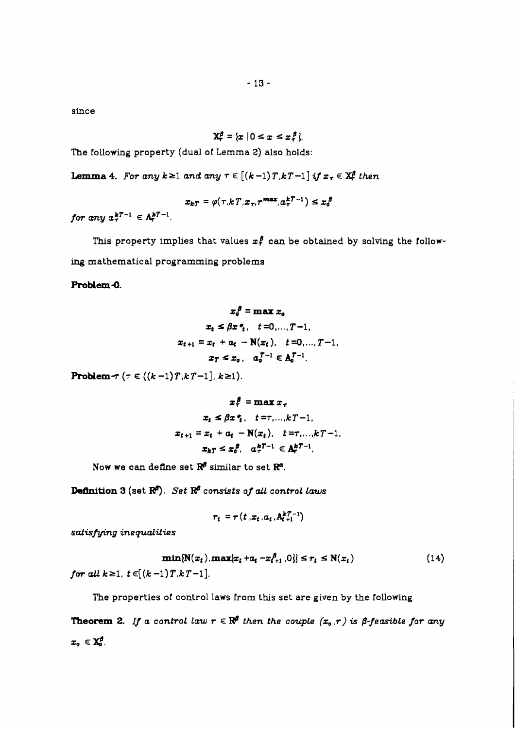since

$$X_\tau^\beta = \{x \mid 0 \le x \le x_\tau^\beta\}.$$

The following property (dual of Lemma 2) also holds:

**Lemma 4.** *For any $k \ge 1$ and any $\tau \in [(k-1)T, kT-1]$ if $x_\tau \in X_\tau^\beta$ then*

$$x_{kT} = \varphi(\tau, kT, x_\tau, r^{max}, a_\tau^{kT-1}) \le x_0^\beta$$

*for any $a_\tau^{kT-1} \in A_\tau^{kT-1}$.*

This property implies that values $x_\tau^\beta$ can be obtained by solving the following mathematical programming problems

**Problem-0.**

$$x_0^\beta = \max x_0$$
$$x_t \le \beta x^*_t, \quad t = 0, \ldots, T-1,$$
$$x_{t+1} = x_t + a_t - N(x_t), \quad t = 0, \ldots, T-1,$$
$$x_T \le x_0, \quad a_0^{T-1} \in A_0^{T-1}.$$

**Problem-$\tau$** ($\tau \in ((k-1)T, kT-1]$, $k \ge 1$).

$$x_\tau^\beta = \max x_\tau$$
$$x_t \le \beta x^*_t, \quad t = \tau, \ldots, kT-1,$$
$$x_{t+1} = x_t + a_t - N(x_t), \quad t = \tau, \ldots, kT-1,$$
$$x_{kT} \le x_0^\beta, \quad a_\tau^{kT-1} \in A_\tau^{kT-1}.$$

Now we can define set $R^\beta$ similar to set $R^\alpha$.

**Definition 3** (set $R^\beta$). *Set $R^\beta$ consists of all control laws*

$$r_t = r(t, x_t, a_t, A_{t+1}^{kT-1})$$

*satisfying inequalities*

$$\min\{N(x_t), \max\{x_t + a_t - x_{t+1}^\beta, 0\}\} \le r_t \le N(x_t) \tag{14}$$

*for all $k \ge 1$, $t \in [(k-1)T, kT-1]$.*

The properties of control laws from this set are given by the following

**Theorem 2.** *If a control law $r \in R^\beta$ then the couple $(x_0, r)$ is $\beta$-feasible for any $x_0 \in X_0^\beta$.*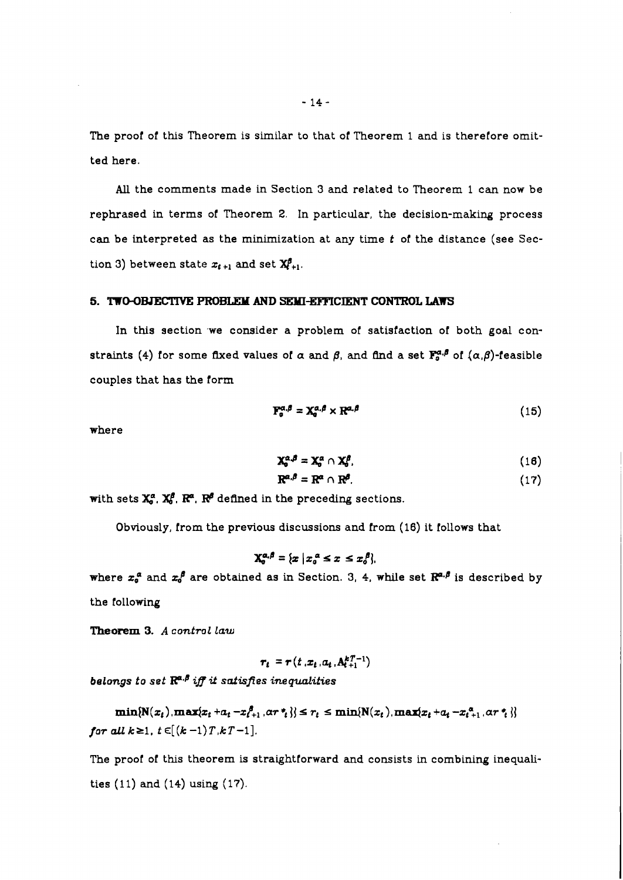The proof of this Theorem is similar to that of Theorem 1 and is therefore omitted here.

All the comments made in Section 3 and related to Theorem 1 can now be rephrased in terms of Theorem 2. In particular, the decision-making process can be interpreted as the minimization at any time $t$ of the distance (see Section 3) between state $x_{t+1}$ and set $\mathbf{X}^{\beta}_{t+1}$.

## 5. TWO-OBJECTIVE PROBLEM AND SEMI-EFFICIENT CONTROL LAWS

In this section we consider a problem of satisfaction of both goal constraints (4) for some fixed values of $\alpha$ and $\beta$, and find a set $\mathbf{F}^{\alpha,\beta}_{o}$ of $(\alpha,\beta)$-feasible couples that has the form

$$\mathbf{F}^{\alpha,\beta}_{o} = \mathbf{X}^{\alpha,\beta}_{o} \times \mathbf{R}^{\alpha,\beta} \tag{15}$$

where

$$\mathbf{X}^{\alpha,\beta}_{o} = \mathbf{X}^{\alpha}_{o} \cap \mathbf{X}^{\beta}_{o}, \tag{16}$$

$$\mathbf{R}^{\alpha,\beta} = \mathbf{R}^{\alpha} \cap \mathbf{R}^{\beta}, \tag{17}$$

with sets $\mathbf{X}^{\alpha}_{o}$, $\mathbf{X}^{\beta}_{o}$, $\mathbf{R}^{\alpha}$, $\mathbf{R}^{\beta}$ defined in the preceding sections.

Obviously, from the previous discussions and from (16) it follows that

$$\mathbf{X}^{\alpha,\beta}_{o} = \{x \mid x^{\alpha}_{o} \leq x \leq x^{\beta}_{o}\},$$

where $x^{\alpha}_{o}$ and $x^{\beta}_{o}$ are obtained as in Section. 3, 4, while set $\mathbf{R}^{\alpha,\beta}$ is described by the following

**Theorem 3.** *A control law*

$$r_t = r(t, x_t, a_t, \mathbf{A}^{kT-1}_{t+1})$$

*belongs to set* $\mathbf{R}^{\alpha,\beta}$ *iff it satisfies inequalities*

$$\min\{\mathrm{N}(x_t), \max\{x_t + a_t - x^{\beta}_{t+1}, \alpha r^*_t\}\} \leq r_t \leq \min\{\mathrm{N}(x_t), \max\{x_t + a_t - x^{\alpha}_{t+1}, \alpha r^*_t\}\}$$

*for all* $k \geq 1$, $t \in [(k-1)T, kT-1]$.

The proof of this theorem is straightforward and consists in combining inequalities (11) and (14) using (17).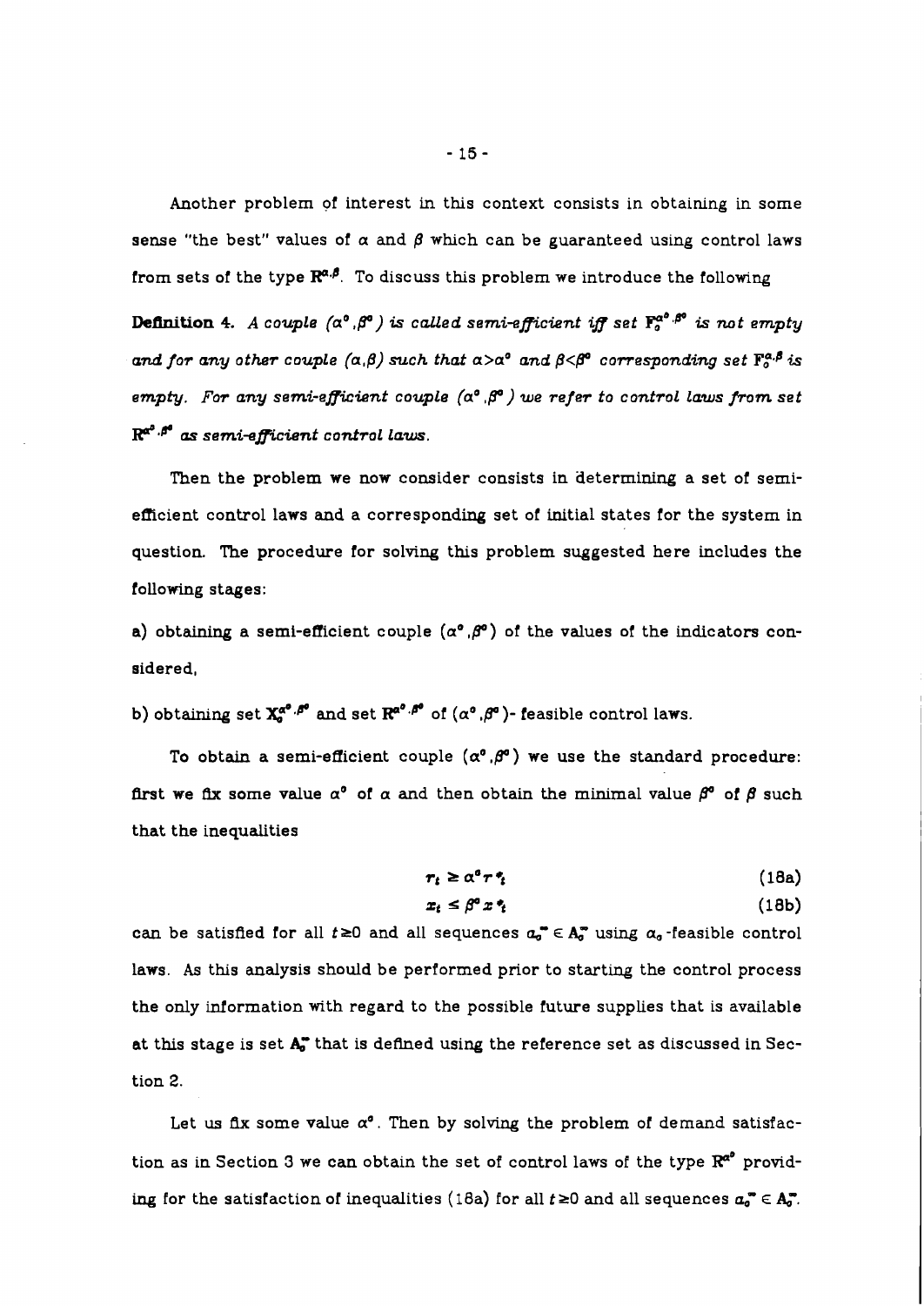Another problem of interest in this context consists in obtaining in some sense "the best" values of $\alpha$ and $\beta$ which can be guaranteed using control laws from sets of the type $\mathbf{R}^{\alpha,\beta}$. To discuss this problem we introduce the following

**Definition 4.** *A couple $(\alpha^0,\beta^0)$ is called semi-efficient iff set $\mathbf{F}_o^{\alpha^0,\beta^0}$ is not empty and for any other couple $(\alpha,\beta)$ such that $\alpha>\alpha^0$ and $\beta<\beta^0$ corresponding set $\mathbf{F}_o^{\alpha,\beta}$ is empty. For any semi-efficient couple $(\alpha^0,\beta^0)$ we refer to control laws from set $\mathbf{R}^{\alpha^0,\beta^0}$ as semi-efficient control laws.*

Then the problem we now consider consists in determining a set of semi-efficient control laws and a corresponding set of initial states for the system in question. The procedure for solving this problem suggested here includes the following stages:

a) obtaining a semi-efficient couple $(\alpha^0,\beta^0)$ of the values of the indicators considered,

b) obtaining set $\mathbf{X}_o^{\alpha^0,\beta^0}$ and set $\mathbf{R}^{\alpha^0,\beta^0}$ of $(\alpha^0,\beta^0)$- feasible control laws.

To obtain a semi-efficient couple $(\alpha^0,\beta^0)$ we use the standard procedure: first we fix some value $\alpha^0$ of $\alpha$ and then obtain the minimal value $\beta^0$ of $\beta$ such that the inequalities

$$r_t \geq \alpha^0 r^*_t \tag{18a}$$

$$x_t \leq \beta^0 x^*_t \tag{18b}$$

can be satisfied for all $t \geq 0$ and all sequences $a_o^\infty \in \mathbf{A}_o^\infty$ using $\alpha_o$-feasible control laws. As this analysis should be performed prior to starting the control process the only information with regard to the possible future supplies that is available at this stage is set $\mathbf{A}_o^\infty$ that is defined using the reference set as discussed in Section 2.

Let us fix some value $\alpha^0$. Then by solving the problem of demand satisfaction as in Section 3 we can obtain the set of control laws of the type $\mathbf{R}^{\alpha^0}$ providing for the satisfaction of inequalities (18a) for all $t \geq 0$ and all sequences $a_o^\infty \in \mathbf{A}_o^\infty$.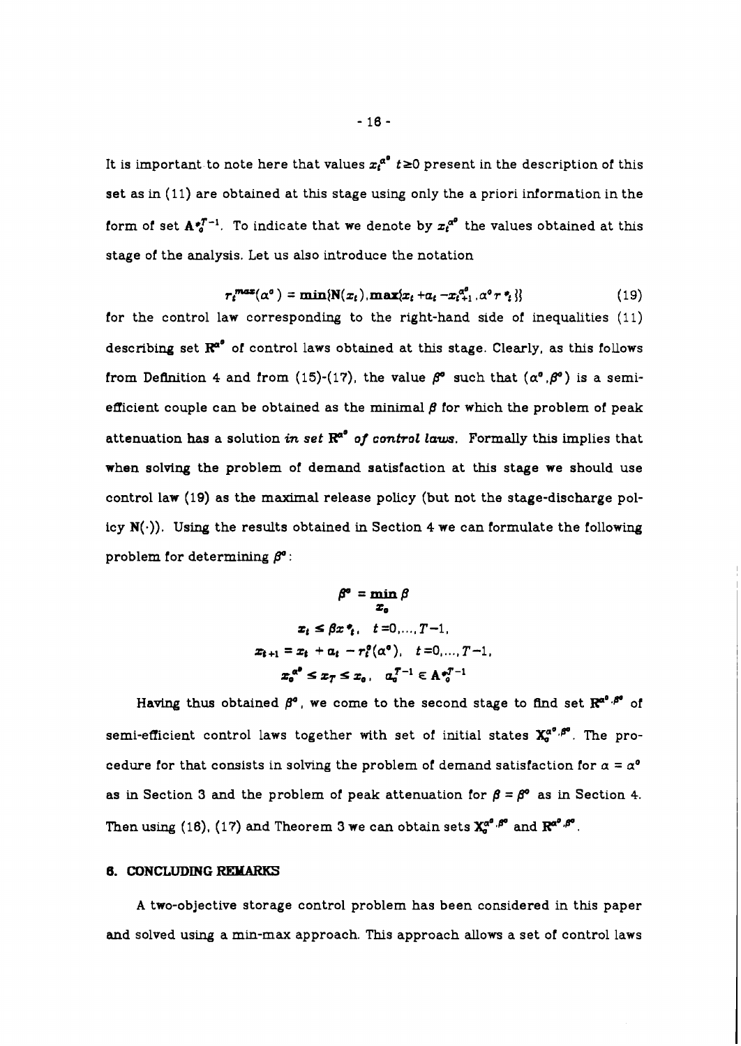It is important to note here that values $x_t^{\alpha^o}$ $t \geq 0$ present in the description of this set as in (11) are obtained at this stage using only the a priori information in the form of set $\mathbf{A}_o^{*T-1}$. To indicate that we denote by $x_t^{\alpha^o}$ the values obtained at this stage of the analysis. Let us also introduce the notation

$$r_t^{max}(\alpha^o) = \min\{\mathbf{N}(x_t), \max\{x_t + a_t - x_{t+1}^{\alpha^o}, \alpha^o r^*_t\}\} \tag{19}$$

for the control law corresponding to the right-hand side of inequalities (11) describing set $\mathbf{R}^{\alpha^o}$ of control laws obtained at this stage. Clearly, as this follows from Definition 4 and from (15)-(17), the value $\beta^o$ such that $(\alpha^o, \beta^o)$ is a semi-efficient couple can be obtained as the minimal $\beta$ for which the problem of peak attenuation has a solution *in set* $\mathbf{R}^{\alpha^o}$ *of control laws*. Formally this implies that when solving the problem of demand satisfaction at this stage we should use control law (19) as the maximal release policy (but not the stage-discharge policy $\mathbf{N}(\cdot)$). Using the results obtained in Section 4 we can formulate the following problem for determining $\beta^o$:

$$\beta^o = \min_{x_o} \beta$$

$$x_t \leq \beta x^*_t, \quad t = 0, \ldots, T-1,$$

$$x_{t+1} = x_t + a_t - r_t^o(\alpha^o), \quad t = 0, \ldots, T-1,$$

$$x_o^{\alpha^o} \leq x_T \leq x_o, \quad a_o^{T-1} \in \mathbf{A}_o^{*T-1}$$

Having thus obtained $\beta^o$, we come to the second stage to find set $\mathbf{R}^{\alpha^o, \beta^o}$ of semi-efficient control laws together with set of initial states $\mathbf{X}_o^{\alpha^o, \beta^o}$. The procedure for that consists in solving the problem of demand satisfaction for $\alpha = \alpha^o$ as in Section 3 and the problem of peak attenuation for $\beta = \beta^o$ as in Section 4. Then using (16), (17) and Theorem 3 we can obtain sets $\mathbf{X}_o^{\alpha^o, \beta^o}$ and $\mathbf{R}^{\alpha^o, \beta^o}$.

## 6. CONCLUDING REMARKS

A two-objective storage control problem has been considered in this paper and solved using a min-max approach. This approach allows a set of control laws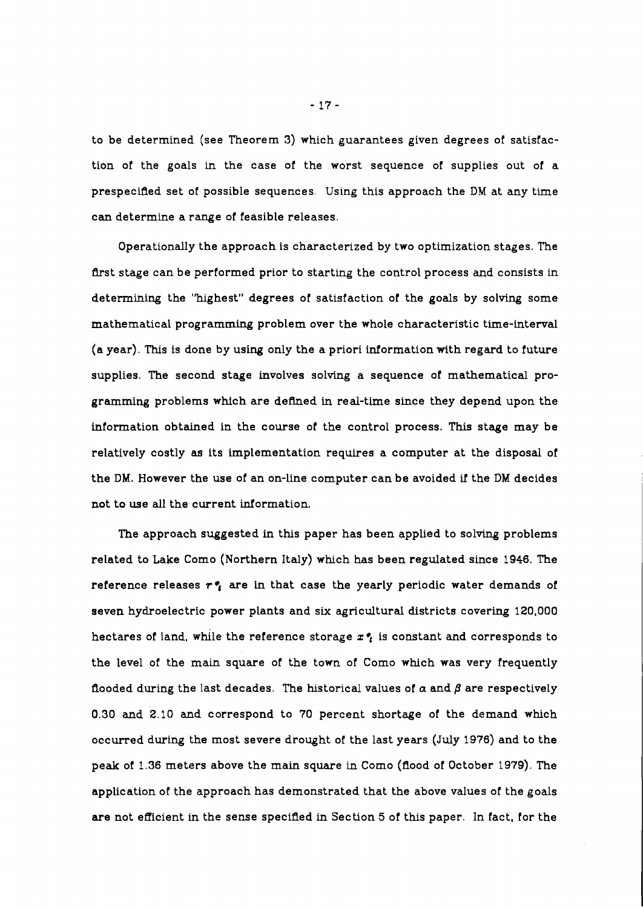to be determined (see Theorem 3) which guarantees given degrees of satisfaction of the goals in the case of the worst sequence of supplies out of a prespecified set of possible sequences. Using this approach the DM at any time can determine a range of feasible releases.

Operationally the approach is characterized by two optimization stages. The first stage can be performed prior to starting the control process and consists in determining the "highest" degrees of satisfaction of the goals by solving some mathematical programming problem over the whole characteristic time-interval (a year). This is done by using only the a priori information with regard to future supplies. The second stage involves solving a sequence of mathematical programming problems which are defined in real-time since they depend upon the information obtained in the course of the control process. This stage may be relatively costly as its implementation requires a computer at the disposal of the DM. However the use of an on-line computer can be avoided if the DM decides not to use all the current information.

The approach suggested in this paper has been applied to solving problems related to Lake Como (Northern Italy) which has been regulated since 1946. The reference releases $r_t^*$ are in that case the yearly periodic water demands of seven hydroelectric power plants and six agricultural districts covering 120,000 hectares of land, while the reference storage $x_t^*$ is constant and corresponds to the level of the main square of the town of Como which was very frequently flooded during the last decades. The historical values of $\alpha$ and $\beta$ are respectively 0.30 and 2.10 and correspond to 70 percent shortage of the demand which occurred during the most severe drought of the last years (July 1976) and to the peak of 1.36 meters above the main square in Como (flood of October 1979). The application of the approach has demonstrated that the above values of the goals are not efficient in the sense specified in Section 5 of this paper. In fact, for the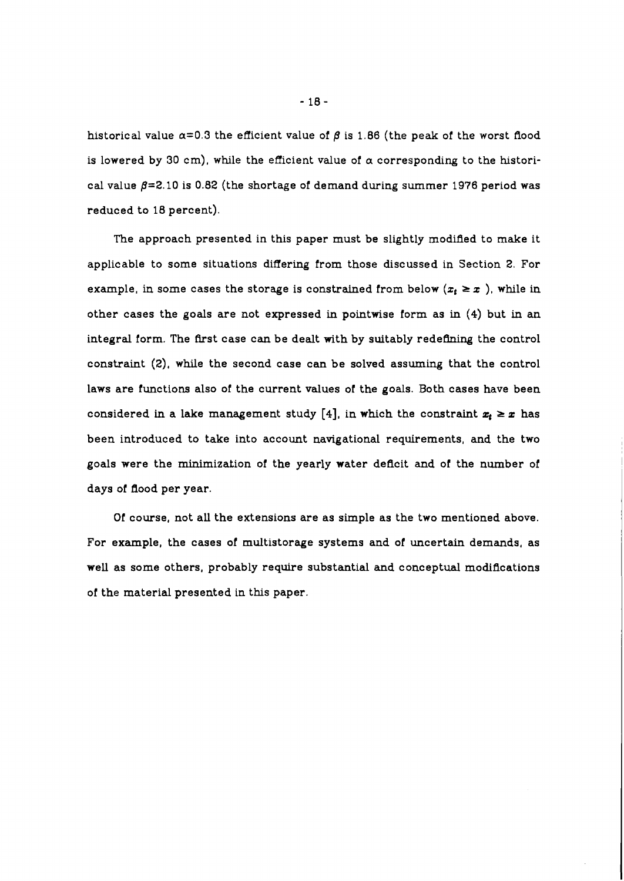historical value $\alpha$=0.3 the efficient value of $\beta$ is 1.86 (the peak of the worst flood is lowered by 30 cm), while the efficient value of $\alpha$ corresponding to the historical value $\beta$=2.10 is 0.82 (the shortage of demand during summer 1976 period was reduced to 18 percent).

The approach presented in this paper must be slightly modified to make it applicable to some situations differing from those discussed in Section 2. For example, in some cases the storage is constrained from below ($x_t \geq x$ ), while in other cases the goals are not expressed in pointwise form as in (4) but in an integral form. The first case can be dealt with by suitably redefining the control constraint (2), while the second case can be solved assuming that the control laws are functions also of the current values of the goals. Both cases have been considered in a lake management study [4], in which the constraint $x_t \geq x$ has been introduced to take into account navigational requirements, and the two goals were the minimization of the yearly water deficit and of the number of days of flood per year.

Of course, not all the extensions are as simple as the two mentioned above. For example, the cases of multistorage systems and of uncertain demands, as well as some others, probably require substantial and conceptual modifications of the material presented in this paper.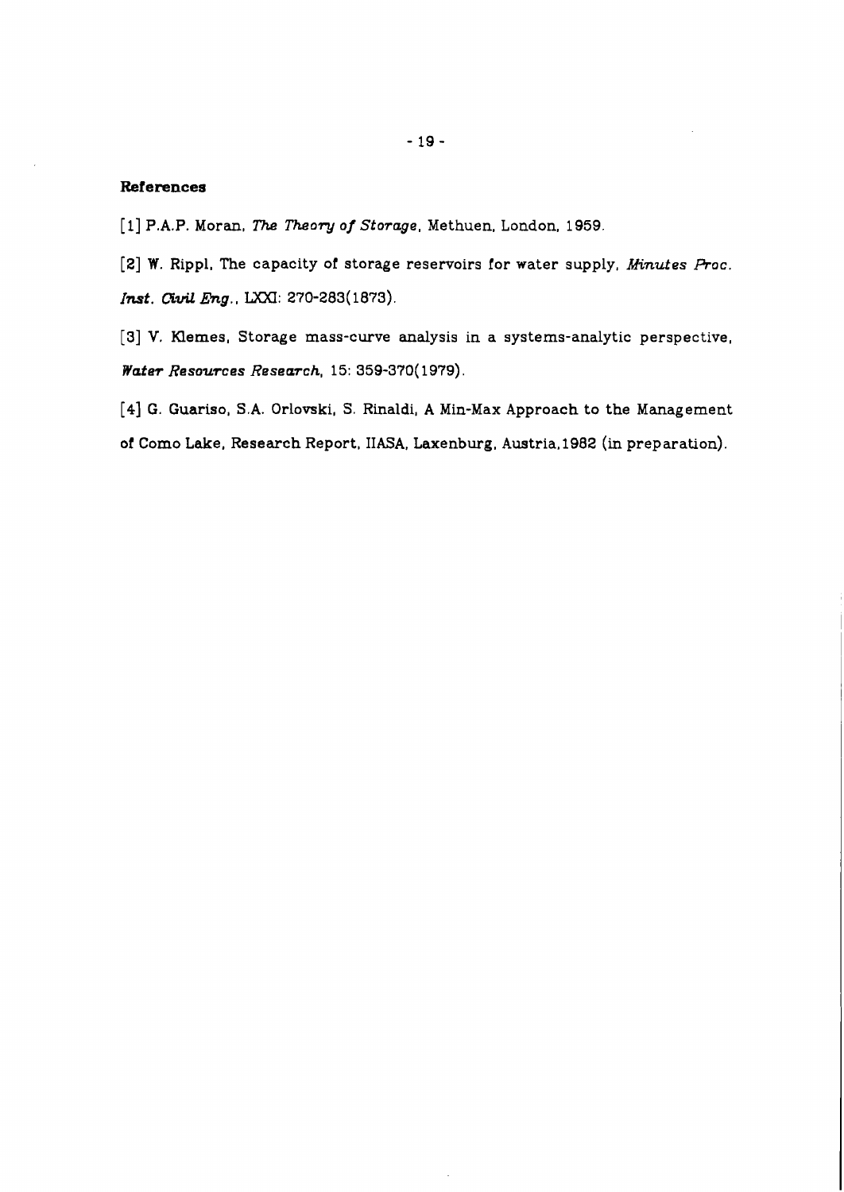## References

[1] P.A.P. Moran, *The Theory of Storage*, Methuen, London, 1959.

[2] W. Rippl, The capacity of storage reservoirs for water supply, *Minutes Proc. Inst. Civil Eng.*, LXXI: 270-283(1873).

[3] V. Klemes, Storage mass-curve analysis in a systems-analytic perspective, *Water Resources Research*, 15: 359-370(1979).

[4] G. Guariso, S.A. Orlovski, S. Rinaldi, A Min-Max Approach to the Management of Como Lake, Research Report, IIASA, Laxenburg, Austria,1982 (in preparation).